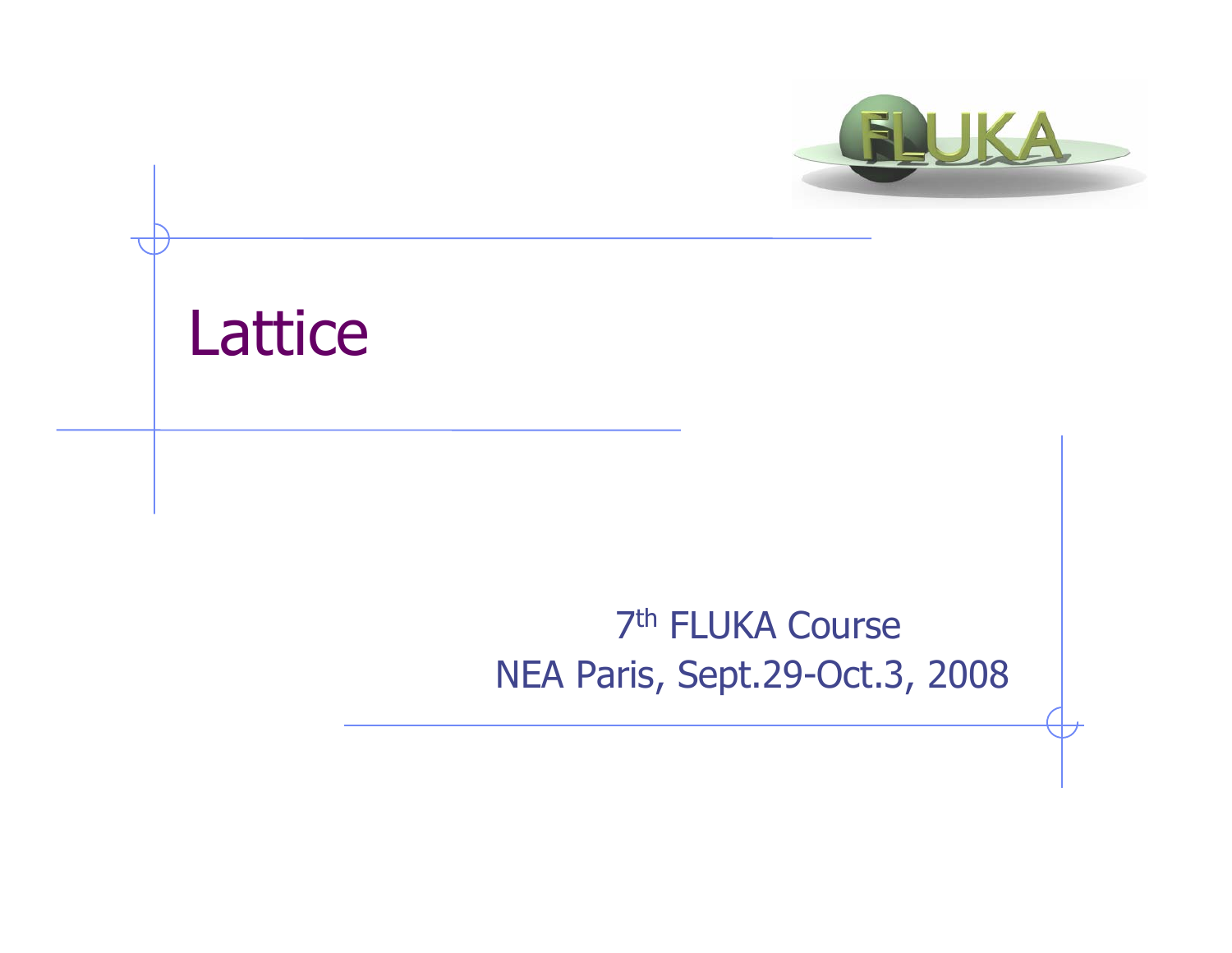# Lattice

7th FLUKA Course

NEA Paris, Sept.29-Oct.3, 2008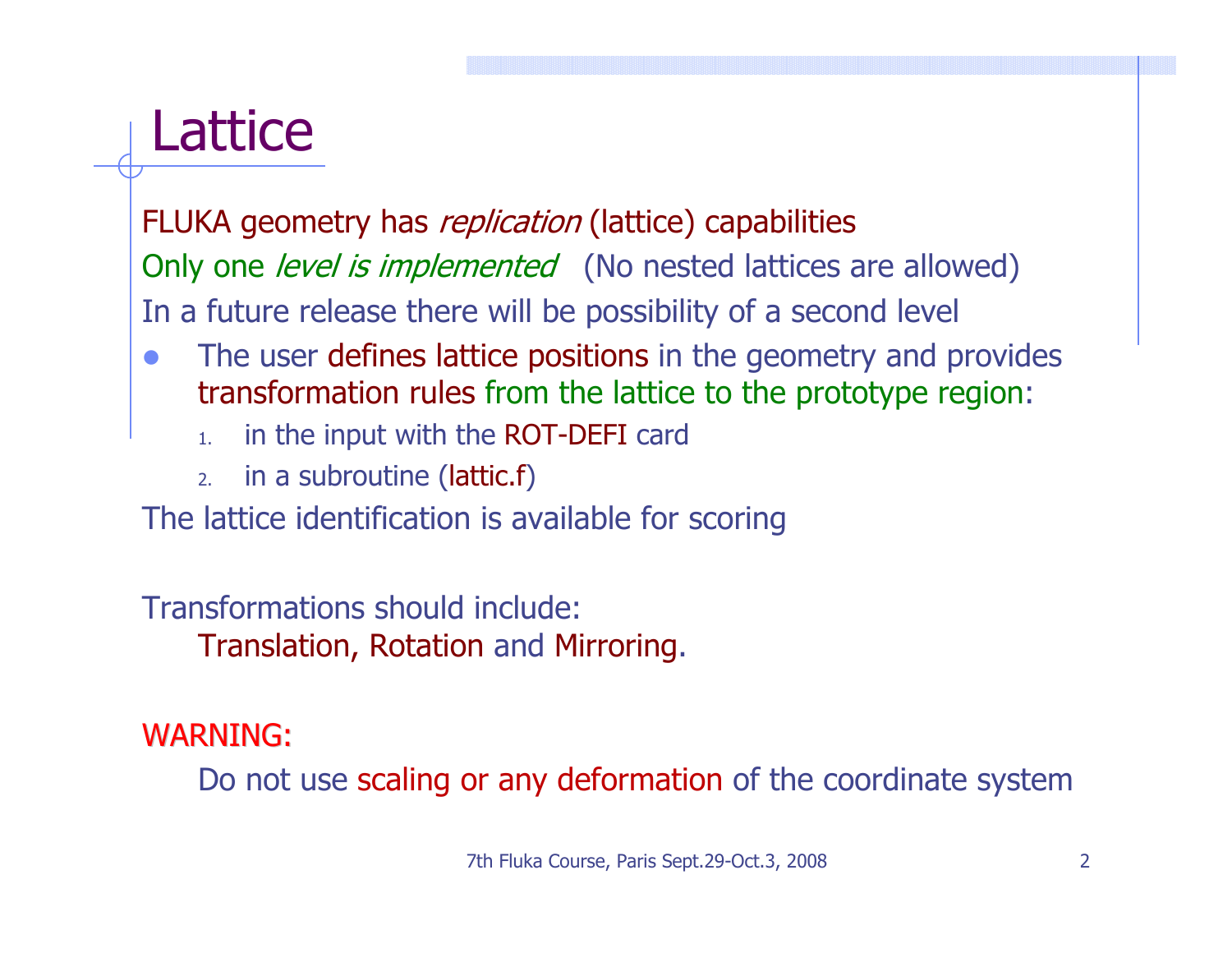# Lattice

FLUKA geometry has *replication* (lattice) capabilities

Only one *level is implemented* (No nested lattices are allowed)

In a future release there will be possibility of a second level

- The user defines lattice positions in the geometry and provides transformation rules from the lattice to the prototype region:
  1. in the input with the ROT-DEFI card
  2. in a subroutine (lattic.f)

The lattice identification is available for scoring

Transformations should include:

Translation, Rotation and Mirroring.

WARNING:

Do not use scaling or any deformation of the coordinate system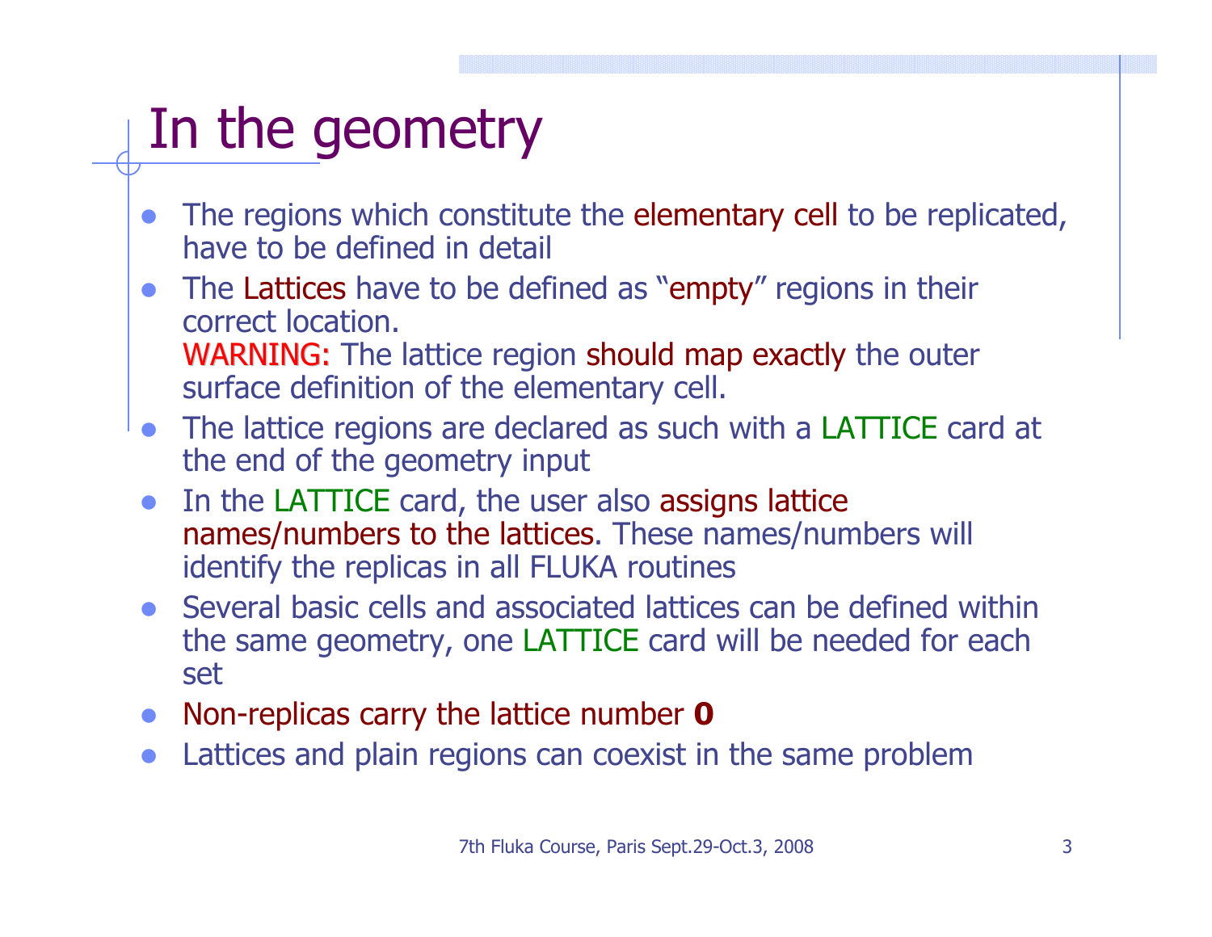# In the geometry

- The regions which constitute the elementary cell to be replicated, have to be defined in detail
- The Lattices have to be defined as "empty" regions in their correct location.
  WARNING: The lattice region should map exactly the outer surface definition of the elementary cell.
- The lattice regions are declared as such with a LATTICE card at the end of the geometry input
- In the LATTICE card, the user also assigns lattice names/numbers to the lattices. These names/numbers will identify the replicas in all FLUKA routines
- Several basic cells and associated lattices can be defined within the same geometry, one LATTICE card will be needed for each set
- Non-replicas carry the lattice number **0**
- Lattices and plain regions can coexist in the same problem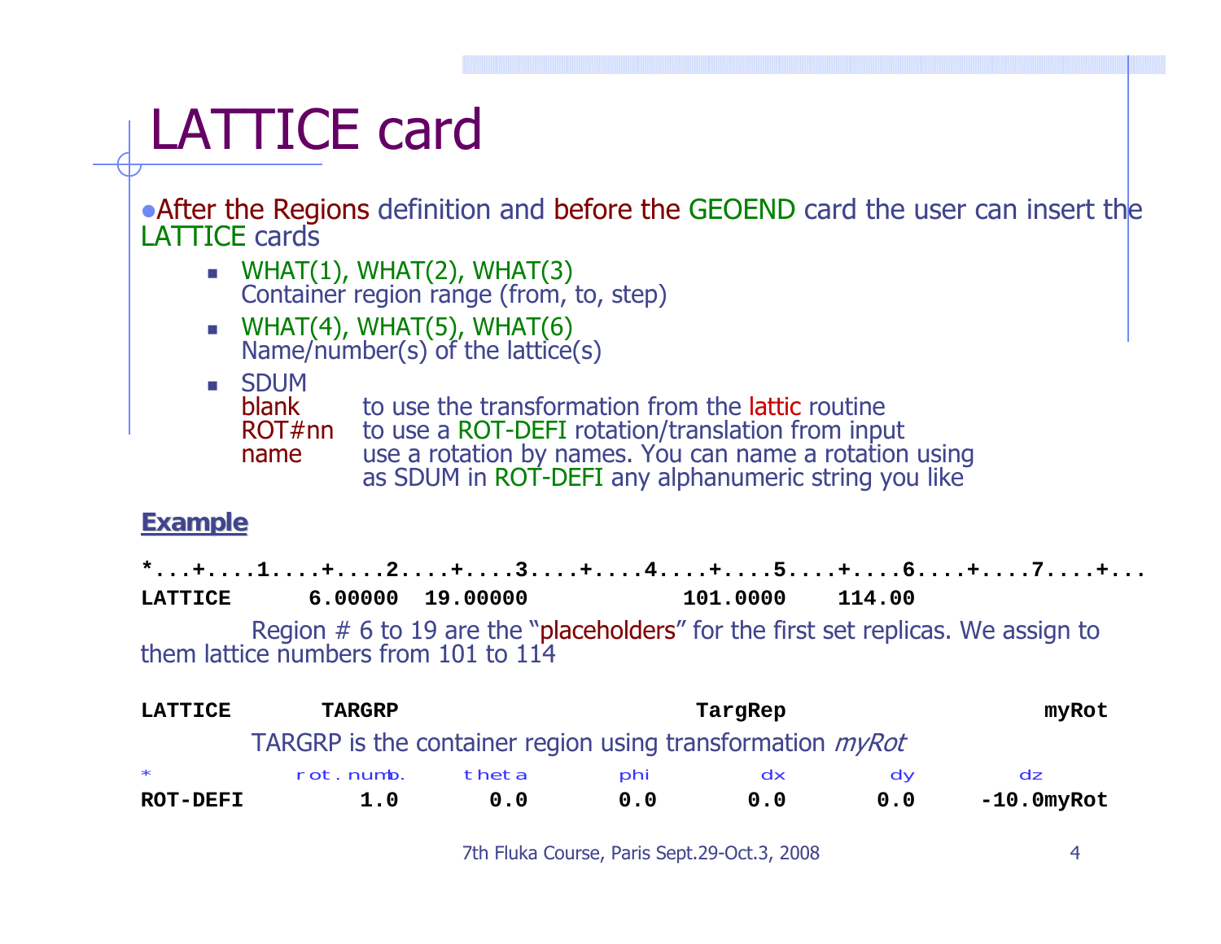# LATTICE card

- After the Regions definition and before the GEOEND card the user can insert the LATTICE cards
  - WHAT(1), WHAT(2), WHAT(3)  
    Container region range (from, to, step)
  - WHAT(4), WHAT(5), WHAT(6)  
    Name/number(s) of the lattice(s)
  - SDUM  
    blank — to use the transformation from the lattic routine  
    ROT#nn — to use a ROT-DEFI rotation/translation from input  
    name — use a rotation by names. You can name a rotation using as SDUM in ROT-DEFI any alphanumeric string you like

**Example**

```
*...+....1....+....2....+....3....+....4....+....5....+....6....+....7....+...
LATTICE      6.00000  19.00000            101.0000    114.00
```

Region # 6 to 19 are the "placeholders" for the first set replicas. We assign to them lattice numbers from 101 to 114

```
LATTICE       TARGRP                            TargRep                   myRot
```

TARGRP is the container region using transformation *myRot*

```
*           rot.numb.    theta        phi         dx         dy          dz
ROT-DEFI         1.0       0.0        0.0        0.0        0.0      -10.0myRot
```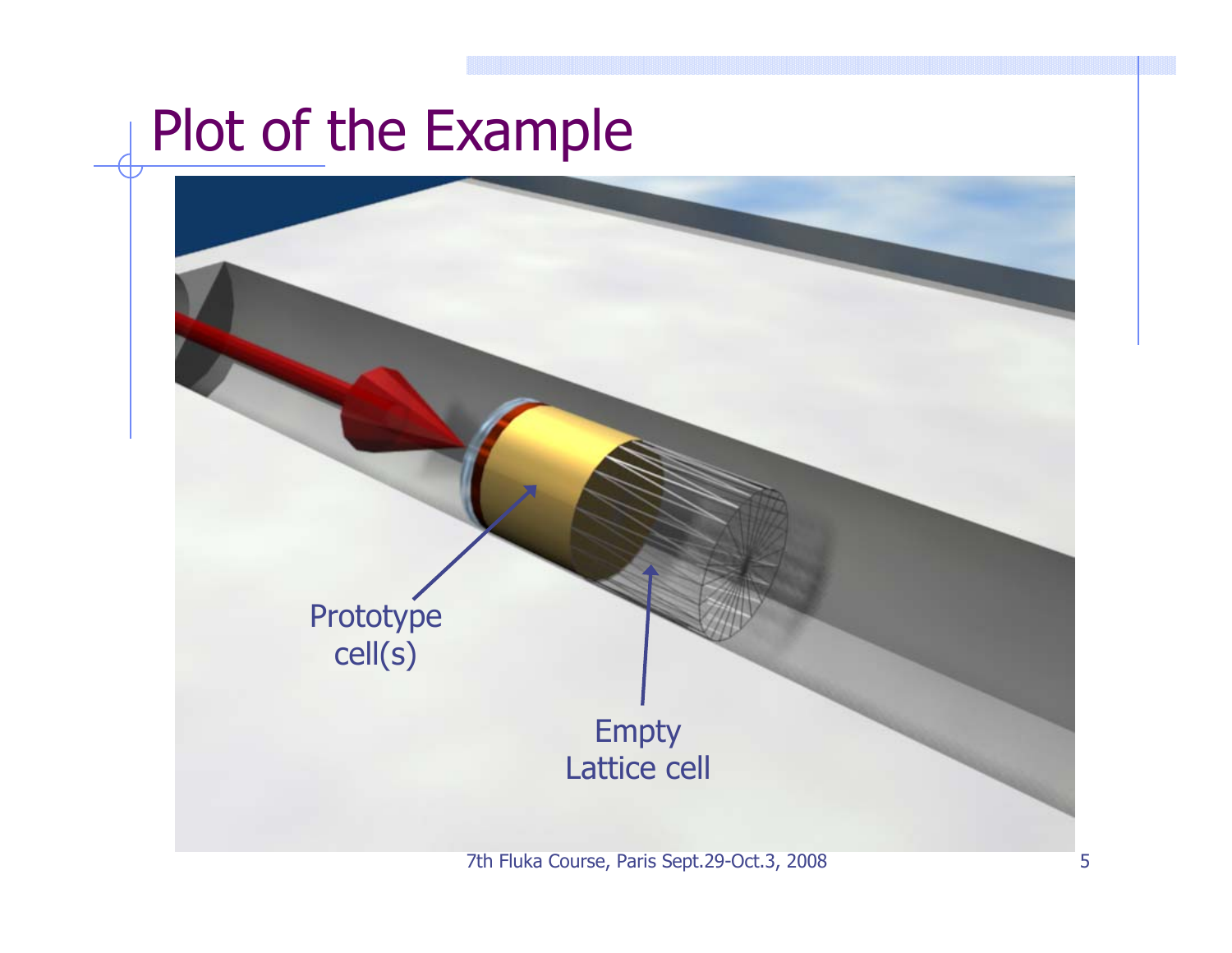# Plot of the Example

Prototype cell(s)

Empty Lattice cell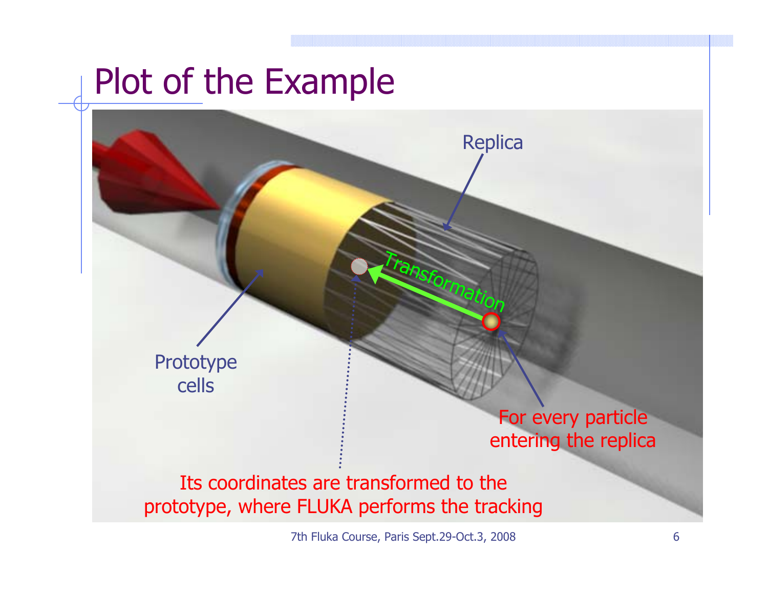# Plot of the Example

Replica

Transformation

Prototype cells

For every particle entering the replica

Its coordinates are transformed to the prototype, where FLUKA performs the tracking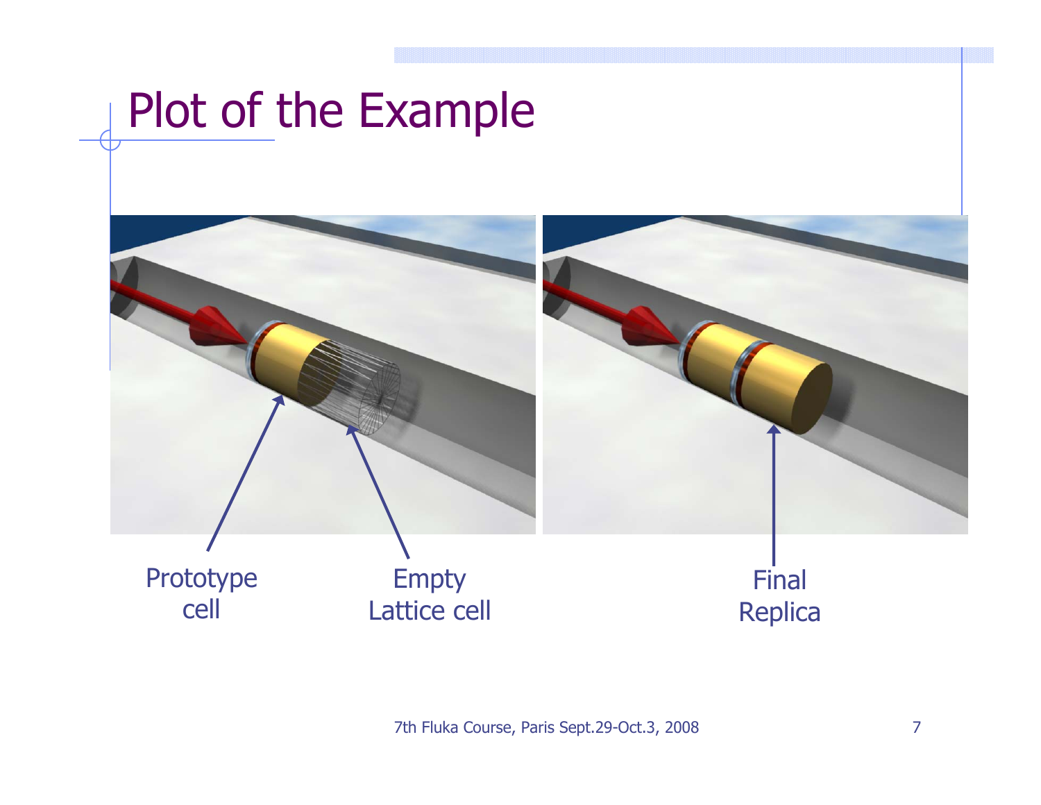# Plot of the Example

Prototype cell

Empty Lattice cell

Final Replica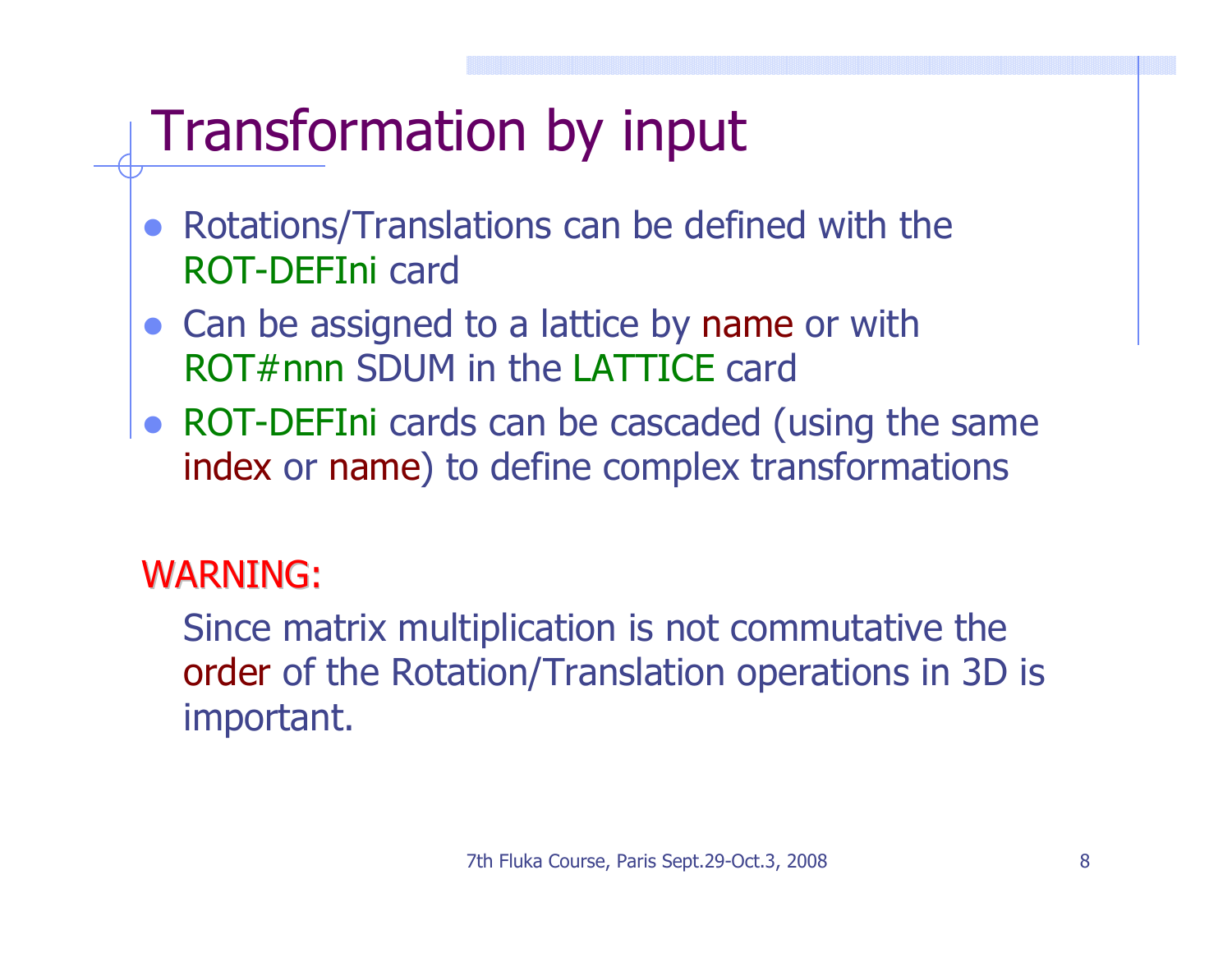# Transformation by input

- Rotations/Translations can be defined with the ROT-DEFIni card
- Can be assigned to a lattice by name or with ROT#nnn SDUM in the LATTICE card
- ROT-DEFIni cards can be cascaded (using the same index or name) to define complex transformations

WARNING:

Since matrix multiplication is not commutative the order of the Rotation/Translation operations in 3D is important.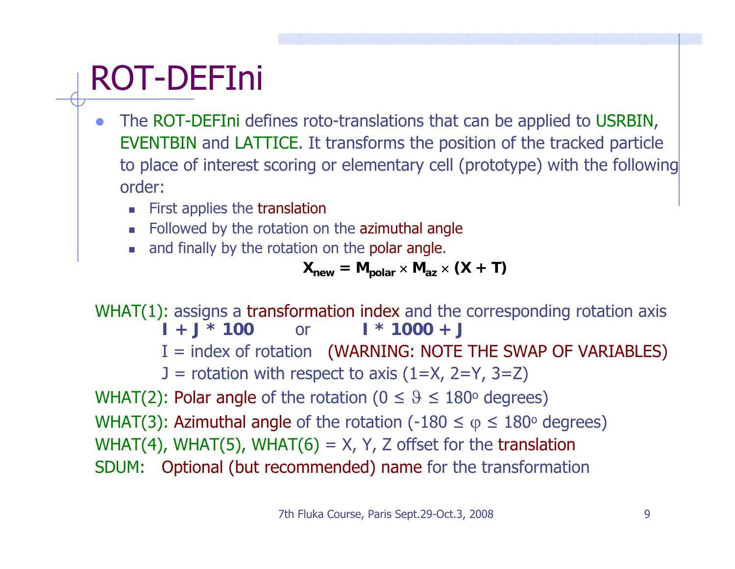# ROT-DEFIni

- The ROT-DEFIni defines roto-translations that can be applied to USRBIN, EVENTBIN and LATTICE. It transforms the position of the tracked particle to place of interest scoring or elementary cell (prototype) with the following order:
  - First applies the translation
  - Followed by the rotation on the azimuthal angle
  - and finally by the rotation on the polar angle.

$$\mathbf{X_{new} = M_{polar} \times M_{az} \times (X + T)}$$

WHAT(1): assigns a transformation index and the corresponding rotation axis

**I + J * 100** or **I * 1000 + J**

I = index of rotation (WARNING: NOTE THE SWAP OF VARIABLES)

J = rotation with respect to axis (1=X, 2=Y, 3=Z)

WHAT(2): Polar angle of the rotation ($0 \leq \vartheta \leq 180^o$ degrees)

WHAT(3): Azimuthal angle of the rotation ($-180 \leq \varphi \leq 180^o$ degrees)

WHAT(4), WHAT(5), WHAT(6) = X, Y, Z offset for the translation

SDUM: Optional (but recommended) name for the transformation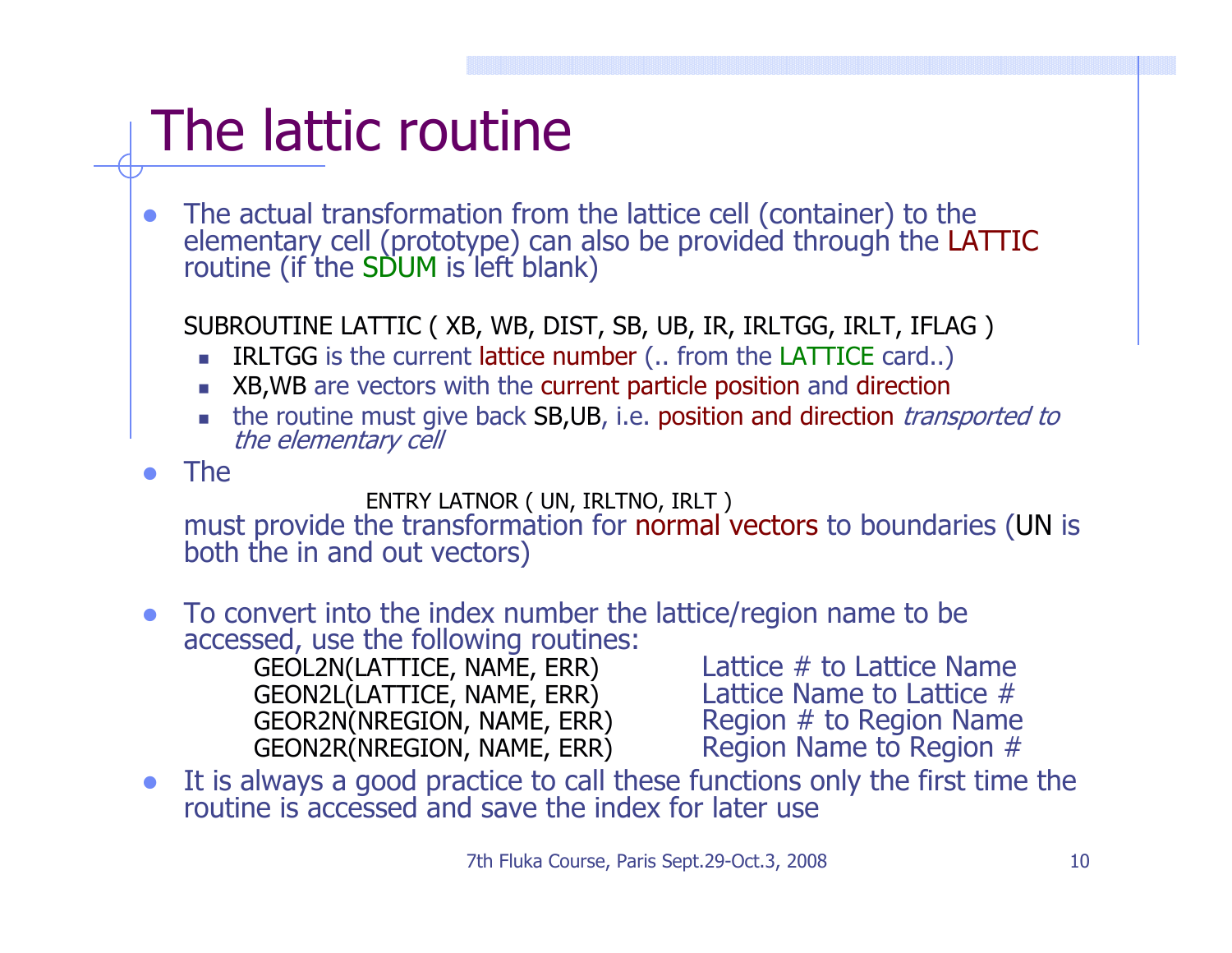# The lattic routine

- The actual transformation from the lattice cell (container) to the elementary cell (prototype) can also be provided through the LATTIC routine (if the SDUM is left blank)

  ```
  SUBROUTINE LATTIC ( XB, WB, DIST, SB, UB, IR, IRLTGG, IRLT, IFLAG )
  ```

  - IRLTGG is the current lattice number (.. from the LATTICE card..)
  - XB,WB are vectors with the current particle position and direction
  - the routine must give back SB,UB, i.e. position and direction *transported to the elementary cell*

- The

  ```
  ENTRY LATNOR ( UN, IRLTNO, IRLT )
  ```

  must provide the transformation for normal vectors to boundaries (UN is both the in and out vectors)

- To convert into the index number the lattice/region name to be accessed, use the following routines:

| | |
|---|---|
| GEOL2N(LATTICE, NAME, ERR) | Lattice # to Lattice Name |
| GEON2L(LATTICE, NAME, ERR) | Lattice Name to Lattice # |
| GEOR2N(NREGION, NAME, ERR) | Region # to Region Name |
| GEON2R(NREGION, NAME, ERR) | Region Name to Region # |

- It is always a good practice to call these functions only the first time the routine is accessed and save the index for later use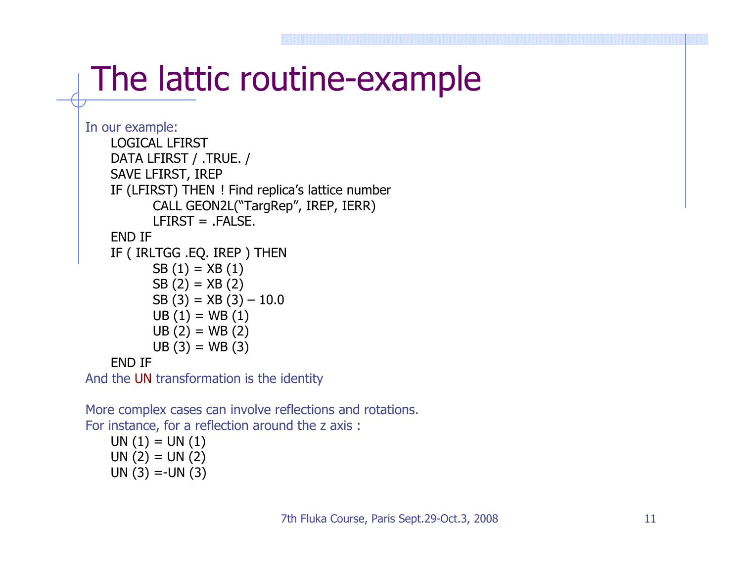# The lattic routine-example

In our example:

```
LOGICAL LFIRST
DATA LFIRST / .TRUE. /
SAVE LFIRST, IREP
IF (LFIRST) THEN ! Find replica's lattice number
        CALL GEON2L("TargRep", IREP, IERR)
        LFIRST = .FALSE.
END IF
IF ( IRLTGG .EQ. IREP ) THEN
        SB (1) = XB (1)
        SB (2) = XB (2)
        SB (3) = XB (3) – 10.0
        UB (1) = WB (1)
        UB (2) = WB (2)
        UB (3) = WB (3)
END IF
```

And the UN transformation is the identity

More complex cases can involve reflections and rotations.
For instance, for a reflection around the z axis :

```
UN (1) = UN (1)
UN (2) = UN (2)
UN (3) =-UN (3)
```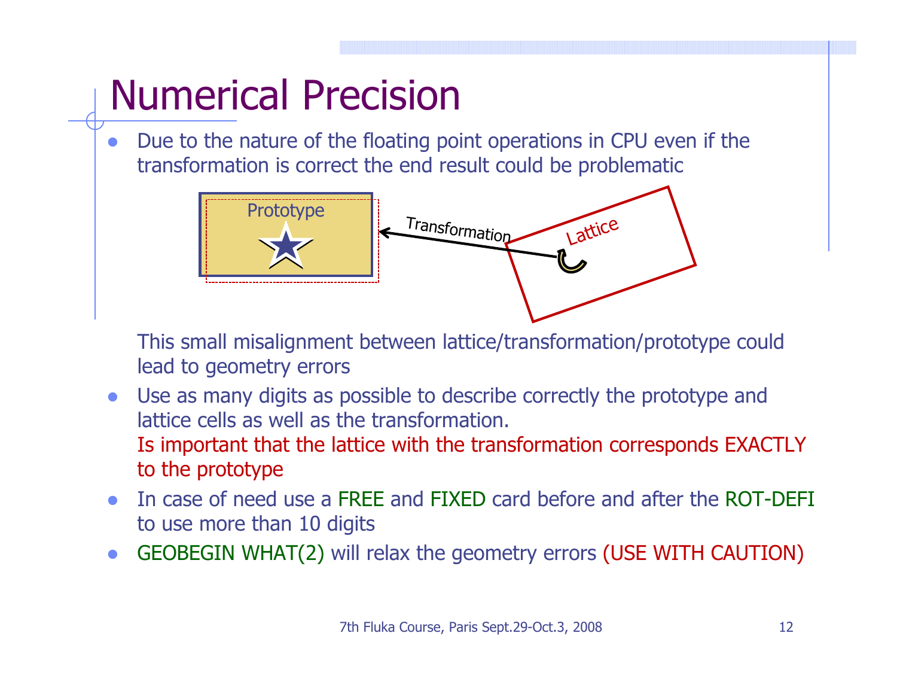# Numerical Precision

- Due to the nature of the floating point operations in CPU even if the transformation is correct the end result could be problematic

  This small misalignment between lattice/transformation/prototype could lead to geometry errors

- Use as many digits as possible to describe correctly the prototype and lattice cells as well as the transformation.
  Is important that the lattice with the transformation corresponds EXACTLY to the prototype
- In case of need use a FREE and FIXED card before and after the ROT-DEFI to use more than 10 digits
- GEOBEGIN WHAT(2) will relax the geometry errors (USE WITH CAUTION)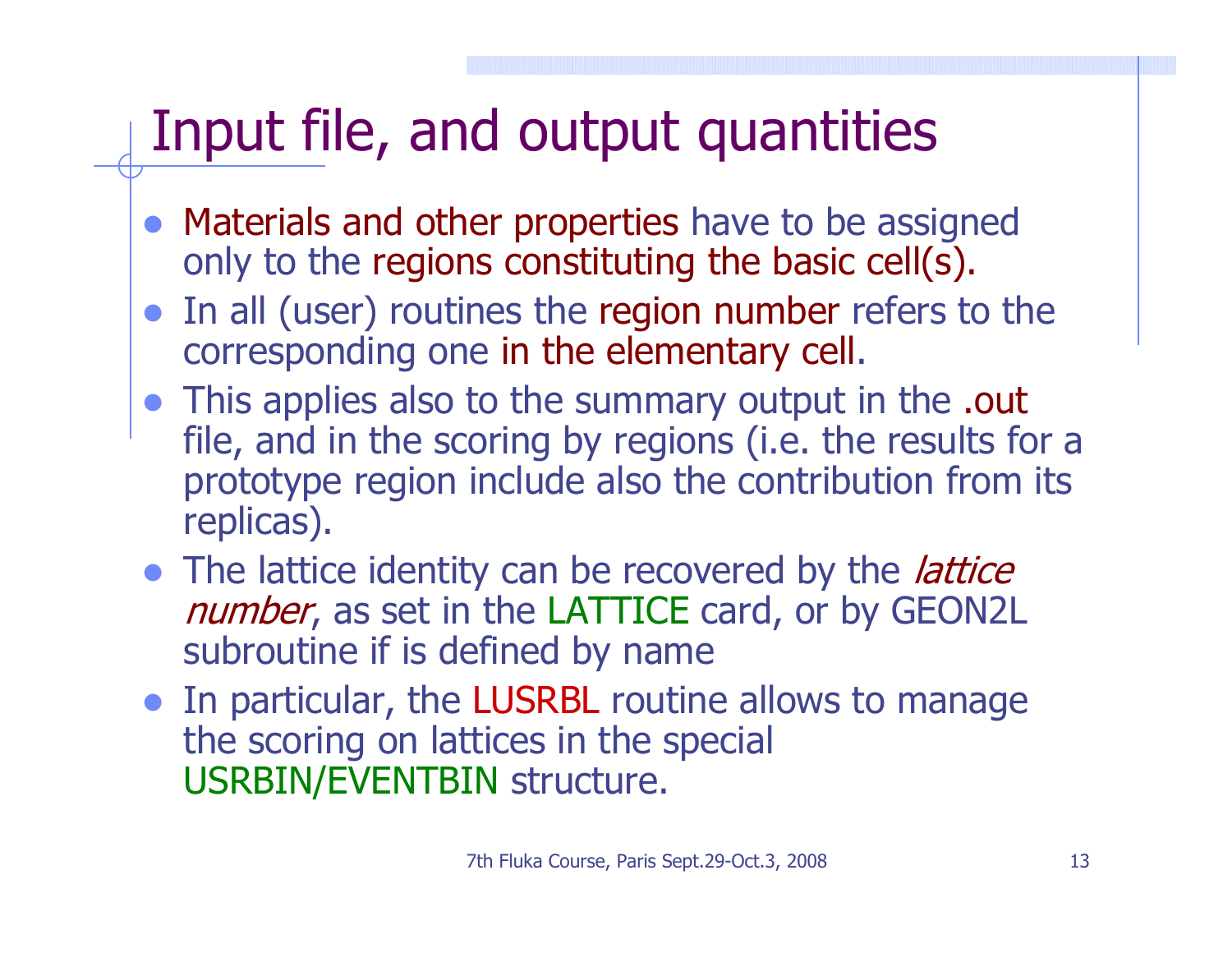# Input file, and output quantities

- Materials and other properties have to be assigned only to the regions constituting the basic cell(s).
- In all (user) routines the region number refers to the corresponding one in the elementary cell.
- This applies also to the summary output in the .out file, and in the scoring by regions (i.e. the results for a prototype region include also the contribution from its replicas).
- The lattice identity can be recovered by the *lattice number*, as set in the LATTICE card, or by GEON2L subroutine if is defined by name
- In particular, the LUSRBL routine allows to manage the scoring on lattices in the special USRBIN/EVENTBIN structure.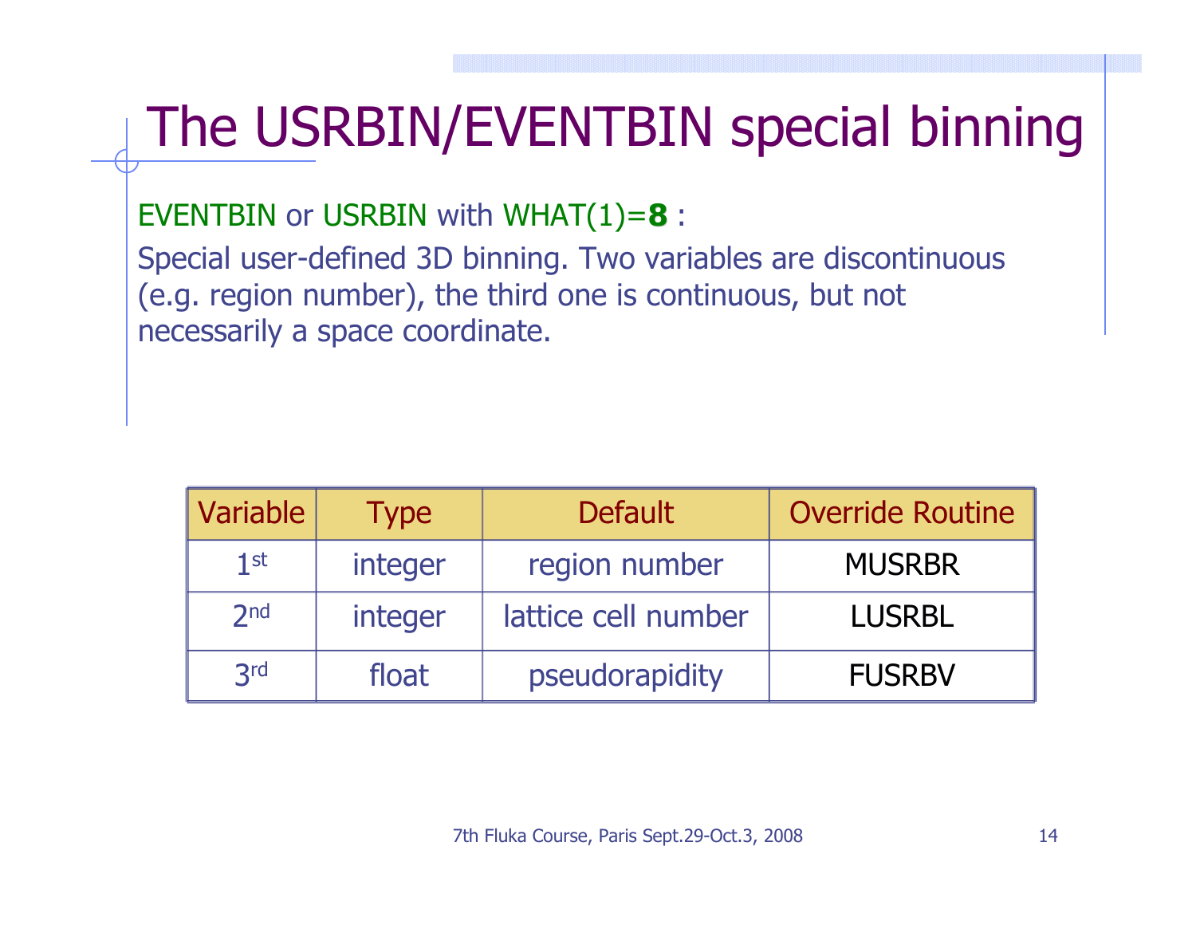# The USRBIN/EVENTBIN special binning

EVENTBIN or USRBIN with WHAT(1)=**8** :

Special user-defined 3D binning. Two variables are discontinuous (e.g. region number), the third one is continuous, but not necessarily a space coordinate.

| Variable | Type | Default | Override Routine |
|---|---|---|---|
| 1st | integer | region number | MUSRBR |
| 2nd | integer | lattice cell number | LUSRBL |
| 3rd | float | pseudorapidity | FUSRBV |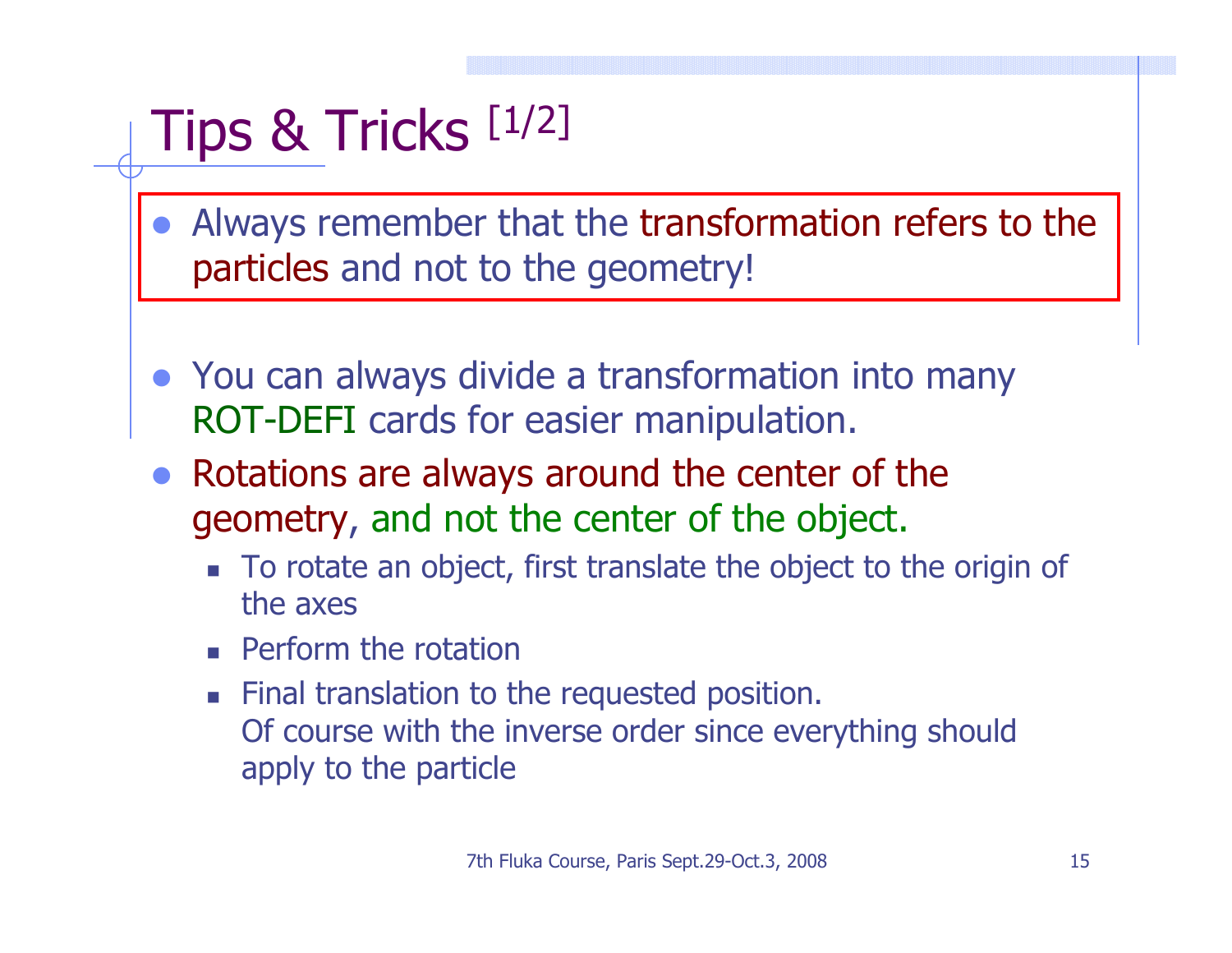# Tips & Tricks [1/2]

- Always remember that the transformation refers to the particles and not to the geometry!

- You can always divide a transformation into many ROT-DEFI cards for easier manipulation.
- Rotations are always around the center of the geometry, and not the center of the object.
  - To rotate an object, first translate the object to the origin of the axes
  - Perform the rotation
  - Final translation to the requested position.
    Of course with the inverse order since everything should apply to the particle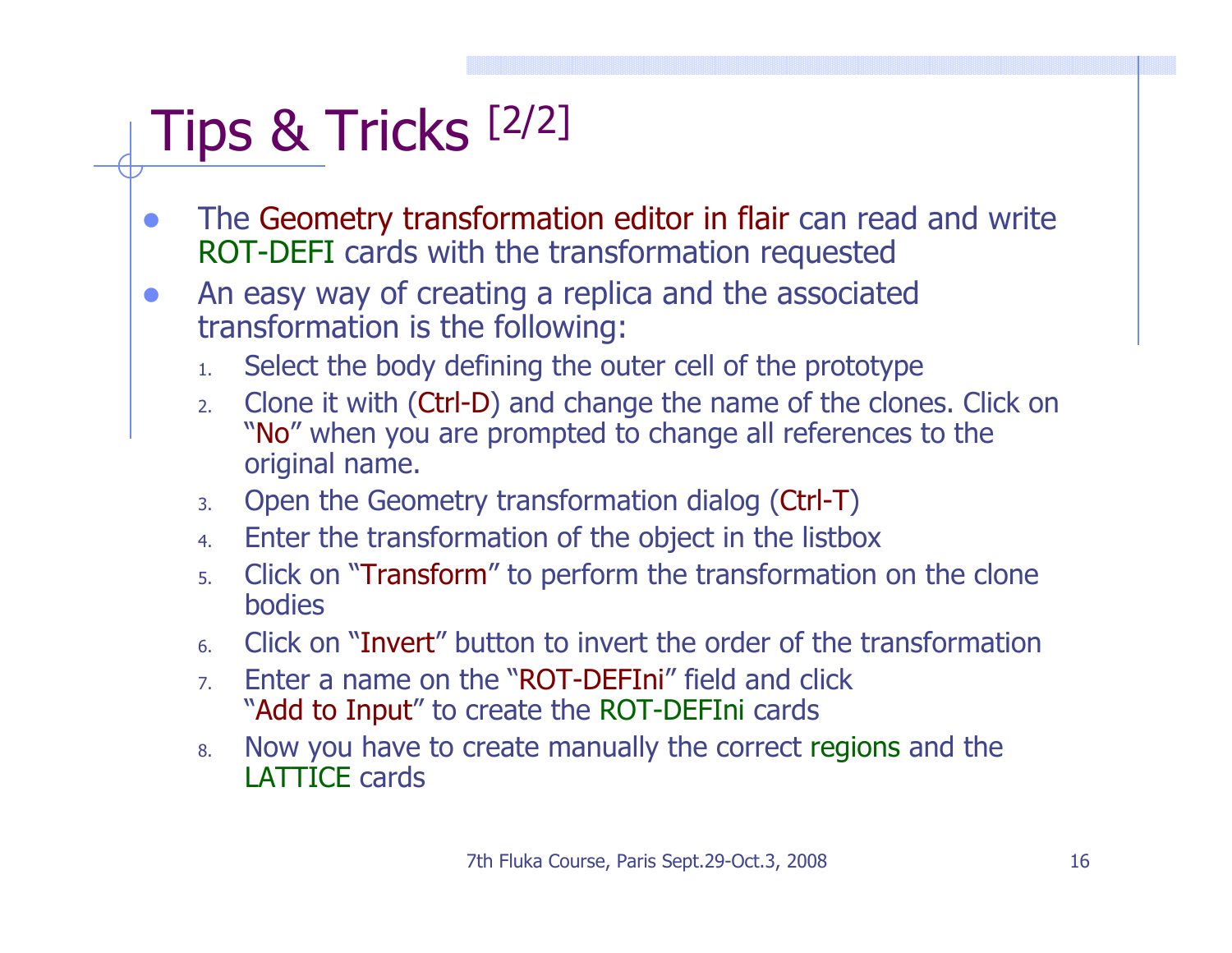# Tips & Tricks [2/2]

- The Geometry transformation editor in flair can read and write ROT-DEFI cards with the transformation requested
- An easy way of creating a replica and the associated transformation is the following:
  1. Select the body defining the outer cell of the prototype
  2. Clone it with (Ctrl-D) and change the name of the clones. Click on "No" when you are prompted to change all references to the original name.
  3. Open the Geometry transformation dialog (Ctrl-T)
  4. Enter the transformation of the object in the listbox
  5. Click on "Transform" to perform the transformation on the clone bodies
  6. Click on "Invert" button to invert the order of the transformation
  7. Enter a name on the "ROT-DEFIni" field and click "Add to Input" to create the ROT-DEFIni cards
  8. Now you have to create manually the correct regions and the LATTICE cards